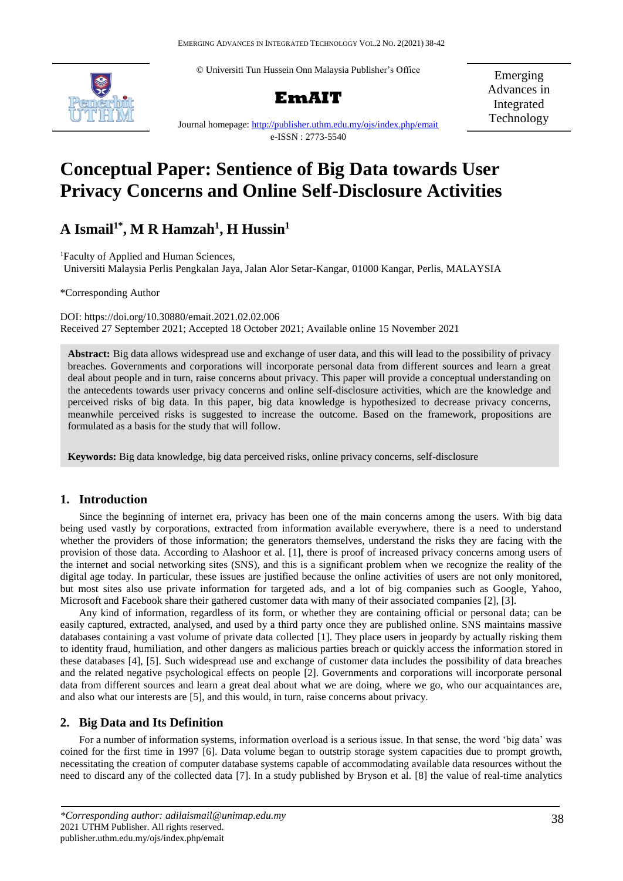© Universiti Tun Hussein Onn Malaysia Publisher's Office

**EmAIT**

Emerging Advances in Integrated Technology

Journal homepage: http://publisher.uthm.edu.my/ojs/index.php/emait

e-ISSN : 2773-5540

# Conceptual Paper: Sentience of Big Data towards User Privacy Concerns and Online Self-Disclosure Activities

## A Ismail[1*], M R Hamzah[1], H Hussin[1]

[1]Faculty of Applied and Human Sciences,
Universiti Malaysia Perlis Pengkalan Jaya, Jalan Alor Setar-Kangar, 01000 Kangar, Perlis, MALAYSIA

*Corresponding Author

DOI: https://doi.org/10.30880/emait.2021.02.02.006
Received 27 September 2021; Accepted 18 October 2021; Available online 15 November 2021

**Abstract:** Big data allows widespread use and exchange of user data, and this will lead to the possibility of privacy breaches. Governments and corporations will incorporate personal data from different sources and learn a great deal about people and in turn, raise concerns about privacy. This paper will provide a conceptual understanding on the antecedents towards user privacy concerns and online self-disclosure activities, which are the knowledge and perceived risks of big data. In this paper, big data knowledge is hypothesized to decrease privacy concerns, meanwhile perceived risks is suggested to increase the outcome. Based on the framework, propositions are formulated as a basis for the study that will follow.

**Keywords:** Big data knowledge, big data perceived risks, online privacy concerns, self-disclosure

## 1. Introduction

Since the beginning of internet era, privacy has been one of the main concerns among the users. With big data being used vastly by corporations, extracted from information available everywhere, there is a need to understand whether the providers of those information; the generators themselves, understand the risks they are facing with the provision of those data. According to Alashoor et al. [1], there is proof of increased privacy concerns among users of the internet and social networking sites (SNS), and this is a significant problem when we recognize the reality of the digital age today. In particular, these issues are justified because the online activities of users are not only monitored, but most sites also use private information for targeted ads, and a lot of big companies such as Google, Yahoo, Microsoft and Facebook share their gathered customer data with many of their associated companies [2], [3].

Any kind of information, regardless of its form, or whether they are containing official or personal data; can be easily captured, extracted, analysed, and used by a third party once they are published online. SNS maintains massive databases containing a vast volume of private data collected [1]. They place users in jeopardy by actually risking them to identity fraud, humiliation, and other dangers as malicious parties breach or quickly access the information stored in these databases [4], [5]. Such widespread use and exchange of customer data includes the possibility of data breaches and the related negative psychological effects on people [2]. Governments and corporations will incorporate personal data from different sources and learn a great deal about what we are doing, where we go, who our acquaintances are, and also what our interests are [5], and this would, in turn, raise concerns about privacy.

## 2. Big Data and Its Definition

For a number of information systems, information overload is a serious issue. In that sense, the word 'big data' was coined for the first time in 1997 [6]. Data volume began to outstrip storage system capacities due to prompt growth, necessitating the creation of computer database systems capable of accommodating available data resources without the need to discard any of the collected data [7]. In a study published by Bryson et al. [8] the value of real-time analytics

*Corresponding author: adilaismail@unimap.edu.my*
2021 UTHM Publisher. All rights reserved.
publisher.uthm.edu.my/ojs/index.php/emait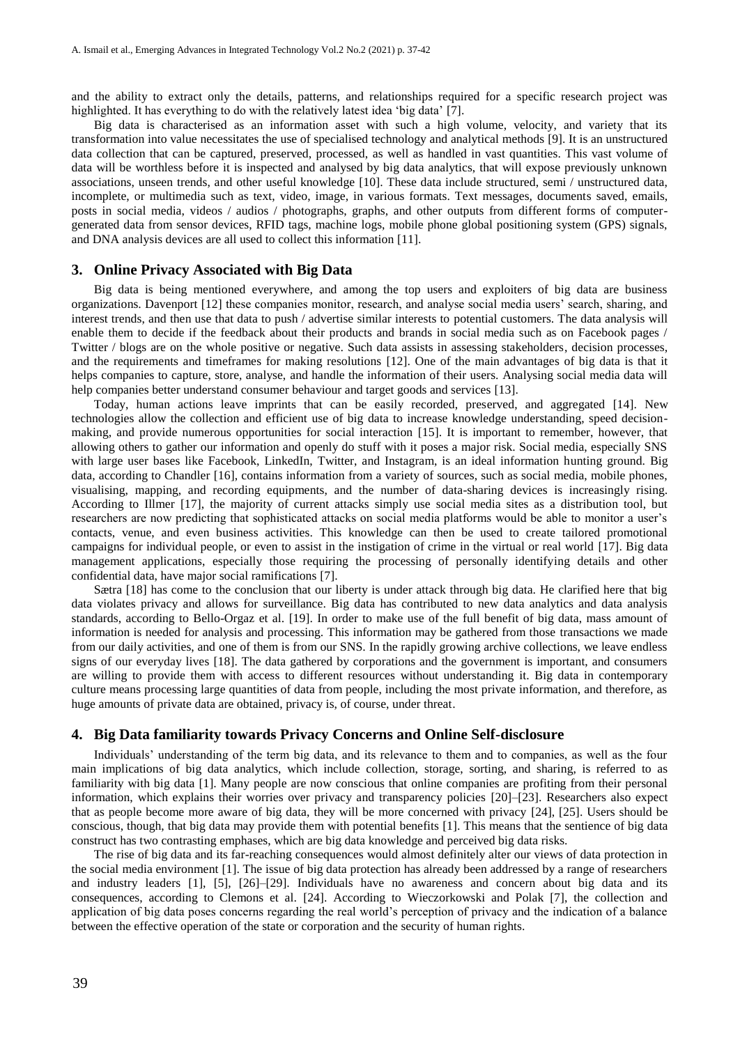and the ability to extract only the details, patterns, and relationships required for a specific research project was highlighted. It has everything to do with the relatively latest idea 'big data' [7].

Big data is characterised as an information asset with such a high volume, velocity, and variety that its transformation into value necessitates the use of specialised technology and analytical methods [9]. It is an unstructured data collection that can be captured, preserved, processed, as well as handled in vast quantities. This vast volume of data will be worthless before it is inspected and analysed by big data analytics, that will expose previously unknown associations, unseen trends, and other useful knowledge [10]. These data include structured, semi / unstructured data, incomplete, or multimedia such as text, video, image, in various formats. Text messages, documents saved, emails, posts in social media, videos / audios / photographs, graphs, and other outputs from different forms of computer-generated data from sensor devices, RFID tags, machine logs, mobile phone global positioning system (GPS) signals, and DNA analysis devices are all used to collect this information [11].

## 3. Online Privacy Associated with Big Data

Big data is being mentioned everywhere, and among the top users and exploiters of big data are business organizations. Davenport [12] these companies monitor, research, and analyse social media users' search, sharing, and interest trends, and then use that data to push / advertise similar interests to potential customers. The data analysis will enable them to decide if the feedback about their products and brands in social media such as on Facebook pages / Twitter / blogs are on the whole positive or negative. Such data assists in assessing stakeholders, decision processes, and the requirements and timeframes for making resolutions [12]. One of the main advantages of big data is that it helps companies to capture, store, analyse, and handle the information of their users. Analysing social media data will help companies better understand consumer behaviour and target goods and services [13].

Today, human actions leave imprints that can be easily recorded, preserved, and aggregated [14]. New technologies allow the collection and efficient use of big data to increase knowledge understanding, speed decision-making, and provide numerous opportunities for social interaction [15]. It is important to remember, however, that allowing others to gather our information and openly do stuff with it poses a major risk. Social media, especially SNS with large user bases like Facebook, LinkedIn, Twitter, and Instagram, is an ideal information hunting ground. Big data, according to Chandler [16], contains information from a variety of sources, such as social media, mobile phones, visualising, mapping, and recording equipments, and the number of data-sharing devices is increasingly rising. According to Illmer [17], the majority of current attacks simply use social media sites as a distribution tool, but researchers are now predicting that sophisticated attacks on social media platforms would be able to monitor a user's contacts, venue, and even business activities. This knowledge can then be used to create tailored promotional campaigns for individual people, or even to assist in the instigation of crime in the virtual or real world [17]. Big data management applications, especially those requiring the processing of personally identifying details and other confidential data, have major social ramifications [7].

Sætra [18] has come to the conclusion that our liberty is under attack through big data. He clarified here that big data violates privacy and allows for surveillance. Big data has contributed to new data analytics and data analysis standards, according to Bello-Orgaz et al. [19]. In order to make use of the full benefit of big data, mass amount of information is needed for analysis and processing. This information may be gathered from those transactions we made from our daily activities, and one of them is from our SNS. In the rapidly growing archive collections, we leave endless signs of our everyday lives [18]. The data gathered by corporations and the government is important, and consumers are willing to provide them with access to different resources without understanding it. Big data in contemporary culture means processing large quantities of data from people, including the most private information, and therefore, as huge amounts of private data are obtained, privacy is, of course, under threat.

## 4. Big Data familiarity towards Privacy Concerns and Online Self-disclosure

Individuals' understanding of the term big data, and its relevance to them and to companies, as well as the four main implications of big data analytics, which include collection, storage, sorting, and sharing, is referred to as familiarity with big data [1]. Many people are now conscious that online companies are profiting from their personal information, which explains their worries over privacy and transparency policies [20]–[23]. Researchers also expect that as people become more aware of big data, they will be more concerned with privacy [24], [25]. Users should be conscious, though, that big data may provide them with potential benefits [1]. This means that the sentience of big data construct has two contrasting emphases, which are big data knowledge and perceived big data risks.

The rise of big data and its far-reaching consequences would almost definitely alter our views of data protection in the social media environment [1]. The issue of big data protection has already been addressed by a range of researchers and industry leaders [1], [5], [26]–[29]. Individuals have no awareness and concern about big data and its consequences, according to Clemons et al. [24]. According to Wieczorkowski and Polak [7], the collection and application of big data poses concerns regarding the real world's perception of privacy and the indication of a balance between the effective operation of the state or corporation and the security of human rights.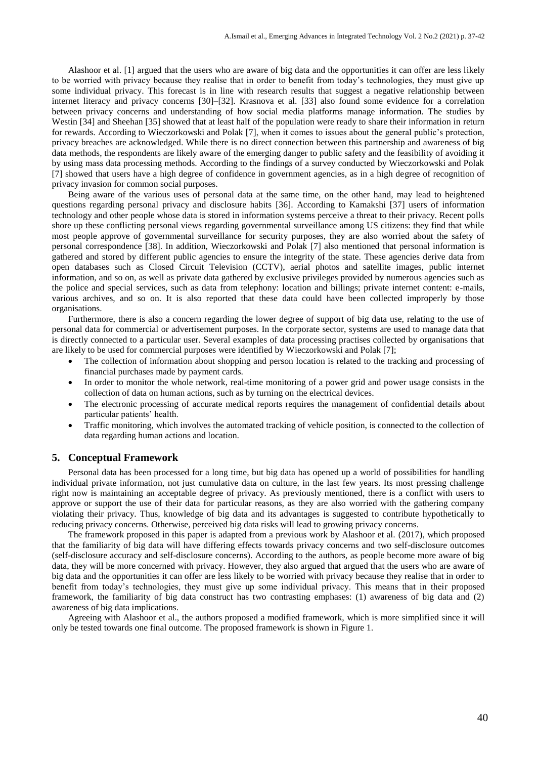Alashoor et al. [1] argued that the users who are aware of big data and the opportunities it can offer are less likely to be worried with privacy because they realise that in order to benefit from today's technologies, they must give up some individual privacy. This forecast is in line with research results that suggest a negative relationship between internet literacy and privacy concerns [30]–[32]. Krasnova et al. [33] also found some evidence for a correlation between privacy concerns and understanding of how social media platforms manage information. The studies by Westin [34] and Sheehan [35] showed that at least half of the population were ready to share their information in return for rewards. According to Wieczorkowski and Polak [7], when it comes to issues about the general public's protection, privacy breaches are acknowledged. While there is no direct connection between this partnership and awareness of big data methods, the respondents are likely aware of the emerging danger to public safety and the feasibility of avoiding it by using mass data processing methods. According to the findings of a survey conducted by Wieczorkowski and Polak [7] showed that users have a high degree of confidence in government agencies, as in a high degree of recognition of privacy invasion for common social purposes.

Being aware of the various uses of personal data at the same time, on the other hand, may lead to heightened questions regarding personal privacy and disclosure habits [36]. According to Kamakshi [37] users of information technology and other people whose data is stored in information systems perceive a threat to their privacy. Recent polls shore up these conflicting personal views regarding governmental surveillance among US citizens: they find that while most people approve of governmental surveillance for security purposes, they are also worried about the safety of personal correspondence [38]. In addition, Wieczorkowski and Polak [7] also mentioned that personal information is gathered and stored by different public agencies to ensure the integrity of the state. These agencies derive data from open databases such as Closed Circuit Television (CCTV), aerial photos and satellite images, public internet information, and so on, as well as private data gathered by exclusive privileges provided by numerous agencies such as the police and special services, such as data from telephony: location and billings; private internet content: e-mails, various archives, and so on. It is also reported that these data could have been collected improperly by those organisations.

Furthermore, there is also a concern regarding the lower degree of support of big data use, relating to the use of personal data for commercial or advertisement purposes. In the corporate sector, systems are used to manage data that is directly connected to a particular user. Several examples of data processing practises collected by organisations that are likely to be used for commercial purposes were identified by Wieczorkowski and Polak [7];

- The collection of information about shopping and person location is related to the tracking and processing of financial purchases made by payment cards.
- In order to monitor the whole network, real-time monitoring of a power grid and power usage consists in the collection of data on human actions, such as by turning on the electrical devices.
- The electronic processing of accurate medical reports requires the management of confidential details about particular patients' health.
- Traffic monitoring, which involves the automated tracking of vehicle position, is connected to the collection of data regarding human actions and location.

## 5. Conceptual Framework

Personal data has been processed for a long time, but big data has opened up a world of possibilities for handling individual private information, not just cumulative data on culture, in the last few years. Its most pressing challenge right now is maintaining an acceptable degree of privacy. As previously mentioned, there is a conflict with users to approve or support the use of their data for particular reasons, as they are also worried with the gathering company violating their privacy. Thus, knowledge of big data and its advantages is suggested to contribute hypothetically to reducing privacy concerns. Otherwise, perceived big data risks will lead to growing privacy concerns.

The framework proposed in this paper is adapted from a previous work by Alashoor et al. (2017), which proposed that the familiarity of big data will have differing effects towards privacy concerns and two self-disclosure outcomes (self-disclosure accuracy and self-disclosure concerns). According to the authors, as people become more aware of big data, they will be more concerned with privacy. However, they also argued that argued that the users who are aware of big data and the opportunities it can offer are less likely to be worried with privacy because they realise that in order to benefit from today's technologies, they must give up some individual privacy. This means that in their proposed framework, the familiarity of big data construct has two contrasting emphases: (1) awareness of big data and (2) awareness of big data implications.

Agreeing with Alashoor et al., the authors proposed a modified framework, which is more simplified since it will only be tested towards one final outcome. The proposed framework is shown in Figure 1.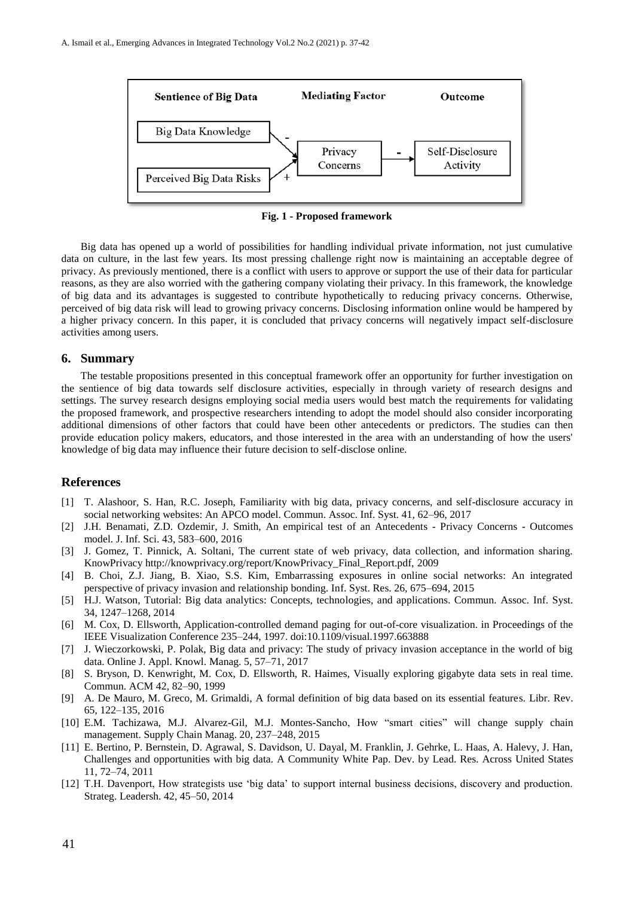Fig. 1 - Proposed framework

Big data has opened up a world of possibilities for handling individual private information, not just cumulative data on culture, in the last few years. Its most pressing challenge right now is maintaining an acceptable degree of privacy. As previously mentioned, there is a conflict with users to approve or support the use of their data for particular reasons, as they are also worried with the gathering company violating their privacy. In this framework, the knowledge of big data and its advantages is suggested to contribute hypothetically to reducing privacy concerns. Otherwise, perceived of big data risk will lead to growing privacy concerns. Disclosing information online would be hampered by a higher privacy concern. In this paper, it is concluded that privacy concerns will negatively impact self-disclosure activities among users.

## 6. Summary

The testable propositions presented in this conceptual framework offer an opportunity for further investigation on the sentience of big data towards self disclosure activities, especially in through variety of research designs and settings. The survey research designs employing social media users would best match the requirements for validating the proposed framework, and prospective researchers intending to adopt the model should also consider incorporating additional dimensions of other factors that could have been other antecedents or predictors. The studies can then provide education policy makers, educators, and those interested in the area with an understanding of how the users' knowledge of big data may influence their future decision to self-disclose online.

## References

[1] T. Alashoor, S. Han, R.C. Joseph, Familiarity with big data, privacy concerns, and self-disclosure accuracy in social networking websites: An APCO model. Commun. Assoc. Inf. Syst. 41, 62–96, 2017

[2] J.H. Benamati, Z.D. Ozdemir, J. Smith, An empirical test of an Antecedents - Privacy Concerns - Outcomes model. J. Inf. Sci. 43, 583–600, 2016

[3] J. Gomez, T. Pinnick, A. Soltani, The current state of web privacy, data collection, and information sharing. KnowPrivacy http://knowprivacy.org/report/KnowPrivacy_Final_Report.pdf, 2009

[4] B. Choi, Z.J. Jiang, B. Xiao, S.S. Kim, Embarrassing exposures in online social networks: An integrated perspective of privacy invasion and relationship bonding. Inf. Syst. Res. 26, 675–694, 2015

[5] H.J. Watson, Tutorial: Big data analytics: Concepts, technologies, and applications. Commun. Assoc. Inf. Syst. 34, 1247–1268, 2014

[6] M. Cox, D. Ellsworth, Application-controlled demand paging for out-of-core visualization. in Proceedings of the IEEE Visualization Conference 235–244, 1997. doi:10.1109/visual.1997.663888

[7] J. Wieczorkowski, P. Polak, Big data and privacy: The study of privacy invasion acceptance in the world of big data. Online J. Appl. Knowl. Manag. 5, 57–71, 2017

[8] S. Bryson, D. Kenwright, M. Cox, D. Ellsworth, R. Haimes, Visually exploring gigabyte data sets in real time. Commun. ACM 42, 82–90, 1999

[9] A. De Mauro, M. Greco, M. Grimaldi, A formal definition of big data based on its essential features. Libr. Rev. 65, 122–135, 2016

[10] E.M. Tachizawa, M.J. Alvarez-Gil, M.J. Montes-Sancho, How "smart cities" will change supply chain management. Supply Chain Manag. 20, 237–248, 2015

[11] E. Bertino, P. Bernstein, D. Agrawal, S. Davidson, U. Dayal, M. Franklin, J. Gehrke, L. Haas, A. Halevy, J. Han, Challenges and opportunities with big data. A Community White Pap. Dev. by Lead. Res. Across United States 11, 72–74, 2011

[12] T.H. Davenport, How strategists use 'big data' to support internal business decisions, discovery and production. Strateg. Leadersh. 42, 45–50, 2014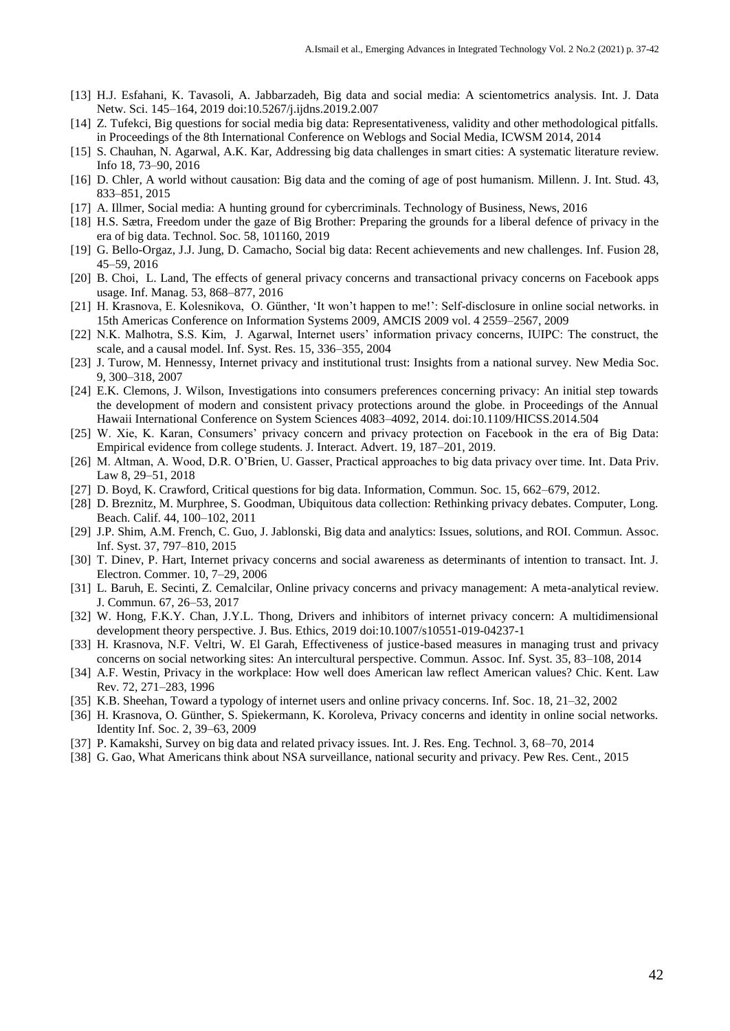[13] H.J. Esfahani, K. Tavasoli, A. Jabbarzadeh, Big data and social media: A scientometrics analysis. Int. J. Data Netw. Sci. 145–164, 2019 doi:10.5267/j.ijdns.2019.2.007

[14] Z. Tufekci, Big questions for social media big data: Representativeness, validity and other methodological pitfalls. in Proceedings of the 8th International Conference on Weblogs and Social Media, ICWSM 2014, 2014

[15] S. Chauhan, N. Agarwal, A.K. Kar, Addressing big data challenges in smart cities: A systematic literature review. Info 18, 73–90, 2016

[16] D. Chler, A world without causation: Big data and the coming of age of post humanism. Millenn. J. Int. Stud. 43, 833–851, 2015

[17] A. Illmer, Social media: A hunting ground for cybercriminals. Technology of Business, News, 2016

[18] H.S. Sætra, Freedom under the gaze of Big Brother: Preparing the grounds for a liberal defence of privacy in the era of big data. Technol. Soc. 58, 101160, 2019

[19] G. Bello-Orgaz, J.J. Jung, D. Camacho, Social big data: Recent achievements and new challenges. Inf. Fusion 28, 45–59, 2016

[20] B. Choi, L. Land, The effects of general privacy concerns and transactional privacy concerns on Facebook apps usage. Inf. Manag. 53, 868–877, 2016

[21] H. Krasnova, E. Kolesnikova, O. Günther, 'It won't happen to me!': Self-disclosure in online social networks. in 15th Americas Conference on Information Systems 2009, AMCIS 2009 vol. 4 2559–2567, 2009

[22] N.K. Malhotra, S.S. Kim, J. Agarwal, Internet users' information privacy concerns, IUIPC: The construct, the scale, and a causal model. Inf. Syst. Res. 15, 336–355, 2004

[23] J. Turow, M. Hennessy, Internet privacy and institutional trust: Insights from a national survey. New Media Soc. 9, 300–318, 2007

[24] E.K. Clemons, J. Wilson, Investigations into consumers preferences concerning privacy: An initial step towards the development of modern and consistent privacy protections around the globe. in Proceedings of the Annual Hawaii International Conference on System Sciences 4083–4092, 2014. doi:10.1109/HICSS.2014.504

[25] W. Xie, K. Karan, Consumers' privacy concern and privacy protection on Facebook in the era of Big Data: Empirical evidence from college students. J. Interact. Advert. 19, 187–201, 2019.

[26] M. Altman, A. Wood, D.R. O'Brien, U. Gasser, Practical approaches to big data privacy over time. Int. Data Priv. Law 8, 29–51, 2018

[27] D. Boyd, K. Crawford, Critical questions for big data. Information, Commun. Soc. 15, 662–679, 2012.

[28] D. Breznitz, M. Murphree, S. Goodman, Ubiquitous data collection: Rethinking privacy debates. Computer, Long. Beach. Calif. 44, 100–102, 2011

[29] J.P. Shim, A.M. French, C. Guo, J. Jablonski, Big data and analytics: Issues, solutions, and ROI. Commun. Assoc. Inf. Syst. 37, 797–810, 2015

[30] T. Dinev, P. Hart, Internet privacy concerns and social awareness as determinants of intention to transact. Int. J. Electron. Commer. 10, 7–29, 2006

[31] L. Baruh, E. Secinti, Z. Cemalcilar, Online privacy concerns and privacy management: A meta-analytical review. J. Commun. 67, 26–53, 2017

[32] W. Hong, F.K.Y. Chan, J.Y.L. Thong, Drivers and inhibitors of internet privacy concern: A multidimensional development theory perspective. J. Bus. Ethics, 2019 doi:10.1007/s10551-019-04237-1

[33] H. Krasnova, N.F. Veltri, W. El Garah, Effectiveness of justice-based measures in managing trust and privacy concerns on social networking sites: An intercultural perspective. Commun. Assoc. Inf. Syst. 35, 83–108, 2014

[34] A.F. Westin, Privacy in the workplace: How well does American law reflect American values? Chic. Kent. Law Rev. 72, 271–283, 1996

[35] K.B. Sheehan, Toward a typology of internet users and online privacy concerns. Inf. Soc. 18, 21–32, 2002

[36] H. Krasnova, O. Günther, S. Spiekermann, K. Koroleva, Privacy concerns and identity in online social networks. Identity Inf. Soc. 2, 39–63, 2009

[37] P. Kamakshi, Survey on big data and related privacy issues. Int. J. Res. Eng. Technol. 3, 68–70, 2014

[38] G. Gao, What Americans think about NSA surveillance, national security and privacy. Pew Res. Cent., 2015